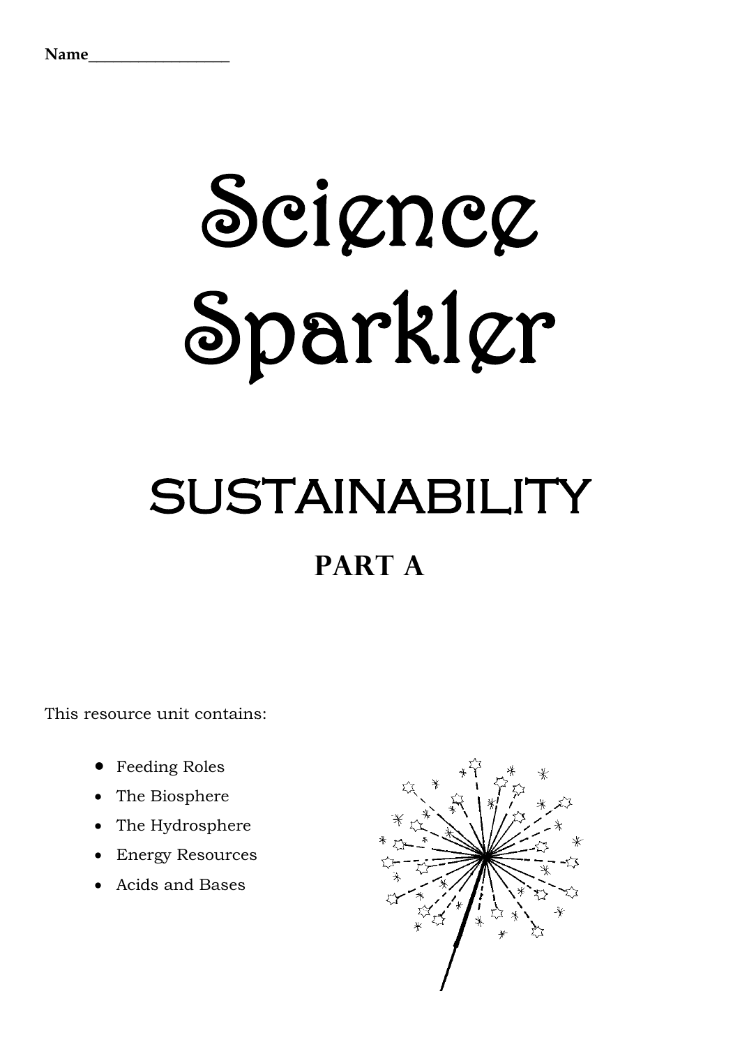Name__________________

# Science Sparkler

## SUSTAINABILITY

### PART A

This resource unit contains:

- Feeding Roles
- The Biosphere
- The Hydrosphere
- Energy Resources
- Acids and Bases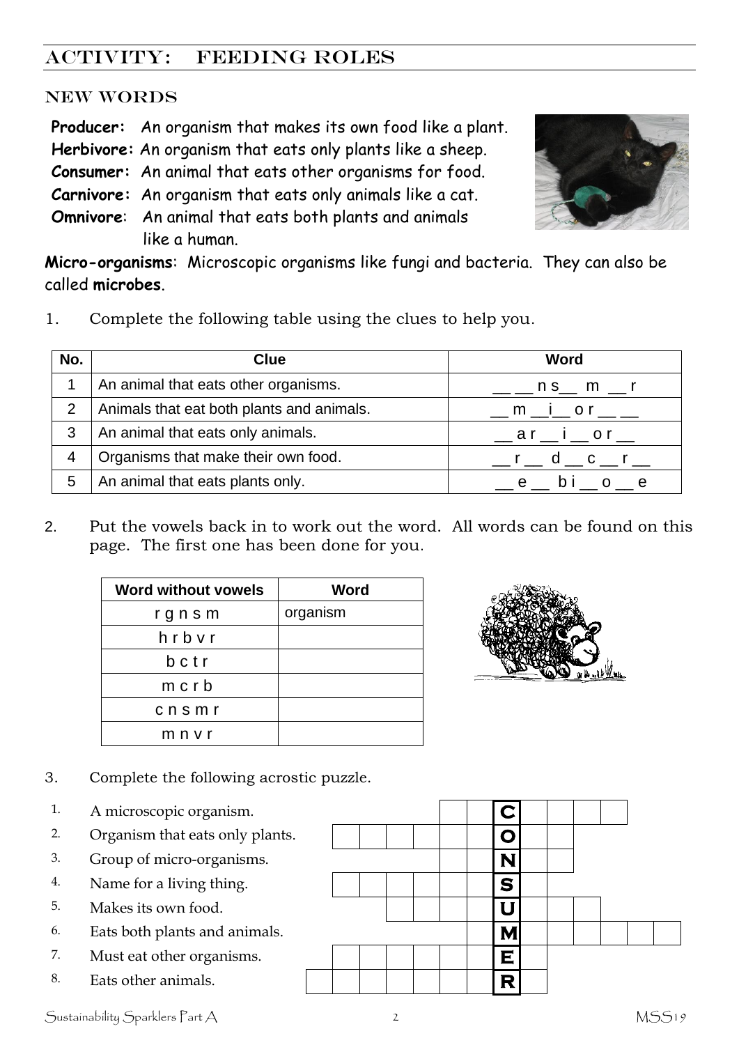# ACTIVITY: FEEDING ROLES

## NEW WORDS

**Producer:** An organism that makes its own food like a plant.
**Herbivore:** An organism that eats only plants like a sheep.
**Consumer:** An animal that eats other organisms for food.
**Carnivore:** An organism that eats only animals like a cat.
**Omnivore**: An animal that eats both plants and animals like a human.

**Micro-organisms**: Microscopic organisms like fungi and bacteria. They can also be called **microbes**.

1. Complete the following table using the clues to help you.

| No. | Clue | Word |
|---|---|---|
| 1 | An animal that eats other organisms. | __ __ n s__ m __ r |
| 2 | Animals that eat both plants and animals. | __ m __i__ o r __ __ |
| 3 | An animal that eats only animals. | __ a r __ i __ o r __ |
| 4 | Organisms that make their own food. | __ r __ d __ c __ r __ |
| 5 | An animal that eats plants only. | __ e __ b i __ o __ e |

2. Put the vowels back in to work out the word. All words can be found on this page. The first one has been done for you.

| Word without vowels | Word |
|---|---|
| r g n s m | organism |
| h r b v r | |
| b c t r | |
| m c r b | |
| c n s m r | |
| m n v r | |

3. Complete the following acrostic puzzle.

1. A microscopic organism.
2. Organism that eats only plants.
3. Group of micro-organisms.
4. Name for a living thing.
5. Makes its own food.
6. Eats both plants and animals.
7. Must eat other organisms.
8. Eats other animals.

C
O
N
S
U
M
E
R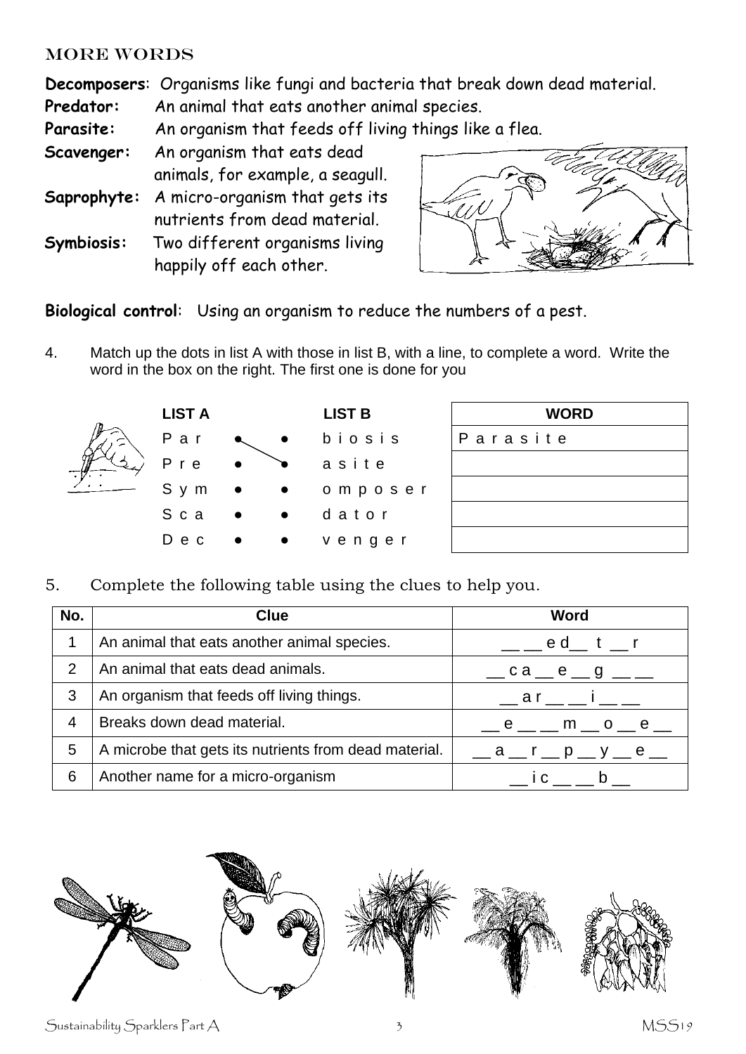## MORE WORDS

**Decomposers**: Organisms like fungi and bacteria that break down dead material.
**Predator:** An animal that eats another animal species.
**Parasite:** An organism that feeds off living things like a flea.
**Scavenger:** An organism that eats dead animals, for example, a seagull.
**Saprophyte:** A micro-organism that gets its nutrients from dead material.
**Symbiosis:** Two different organisms living happily off each other.

**Biological control**: Using an organism to reduce the numbers of a pest.

4. Match up the dots in list A with those in list B, with a line, to complete a word. Write the word in the box on the right. The first one is done for you

| LIST A | | | LIST B | WORD |
|---|---|---|---|---|
| P a r | ● | ● | b i o s i s | P a r a s i t e |
| P r e | ● | ● | a s i t e | |
| S y m | ● | ● | o m p o s e r | |
| S c a | ● | ● | d a t o r | |
| D e c | ● | ● | v e n g e r | |

5. Complete the following table using the clues to help you.

| No. | Clue | Word |
|---|---|---|
| 1 | An animal that eats another animal species. | __ __ e d__ t __ r |
| 2 | An animal that eats dead animals. | __ c a __ e __ g __ __ |
| 3 | An organism that feeds off living things. | __ a r __ __ i __ __ |
| 4 | Breaks down dead material. | __ e __ __ m __ o __ e __ |
| 5 | A microbe that gets its nutrients from dead material. | __ a __ r __ p __ y __ e __ |
| 6 | Another name for a micro-organism | __ i c __ __ b __ |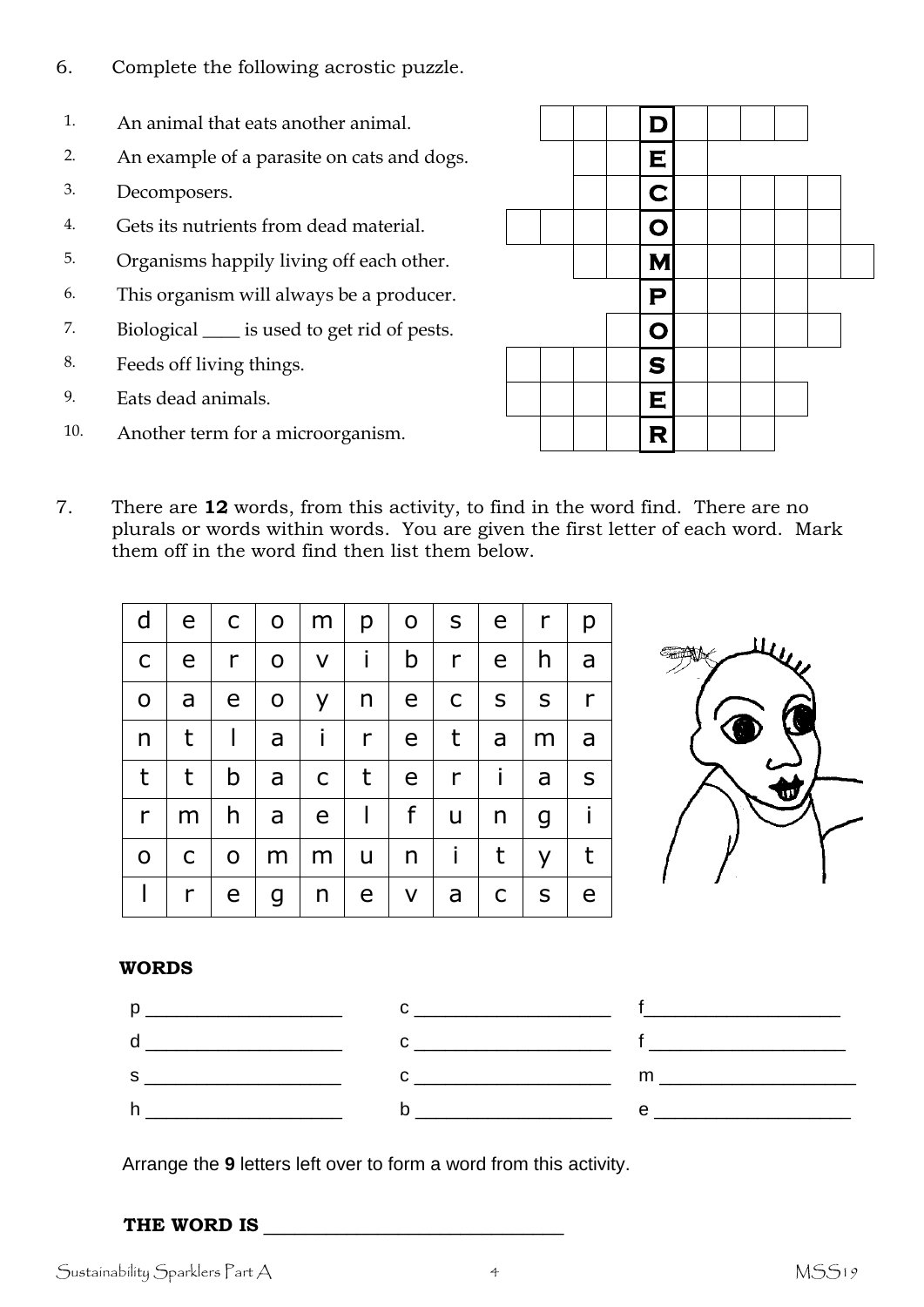6. Complete the following acrostic puzzle.

1. An animal that eats another animal.
2. An example of a parasite on cats and dogs.
3. Decomposers.
4. Gets its nutrients from dead material.
5. Organisms happily living off each other.
6. This organism will always be a producer.
7. Biological ____ is used to get rid of pests.
8. Feeds off living things.
9. Eats dead animals.
10. Another term for a microorganism.

| | | | | | | | | | | |
|---|---|---|---|---|---|---|---|---|---|---|
| | | | | **D** | | | | | | |
| | | | | **E** | | | | | | |
| | | | | **C** | | | | | | |
| | | | | **O** | | | | | | |
| | | | | **M** | | | | | | |
| | | | | **P** | | | | | | |
| | | | | **O** | | | | | | |
| | | | | **S** | | | | | | |
| | | | | **E** | | | | | | |
| | | | | **R** | | | | | | |

7. There are **12** words, from this activity, to find in the word find. There are no plurals or words within words. You are given the first letter of each word. Mark them off in the word find then list them below.

| | | | | | | | | | | |
|---|---|---|---|---|---|---|---|---|---|---|
| d | e | c | o | m | p | o | s | e | r | p |
| c | e | r | o | v | i | b | r | e | h | a |
| o | a | e | o | y | n | e | c | s | s | r |
| n | t | l | a | i | r | e | t | a | m | a |
| t | t | b | a | c | t | e | r | i | a | s |
| r | m | h | a | e | l | f | u | n | g | i |
| o | c | o | m | m | u | n | i | t | y | t |
| l | r | e | g | n | e | v | a | c | s | e |

**WORDS**

p ____________________ c ____________________ f ____________________

d ____________________ c ____________________ f ____________________

s ____________________ c ____________________ m ____________________

h ____________________ b ____________________ e ____________________

Arrange the **9** letters left over to form a word from this activity.

**THE WORD IS** ______________________________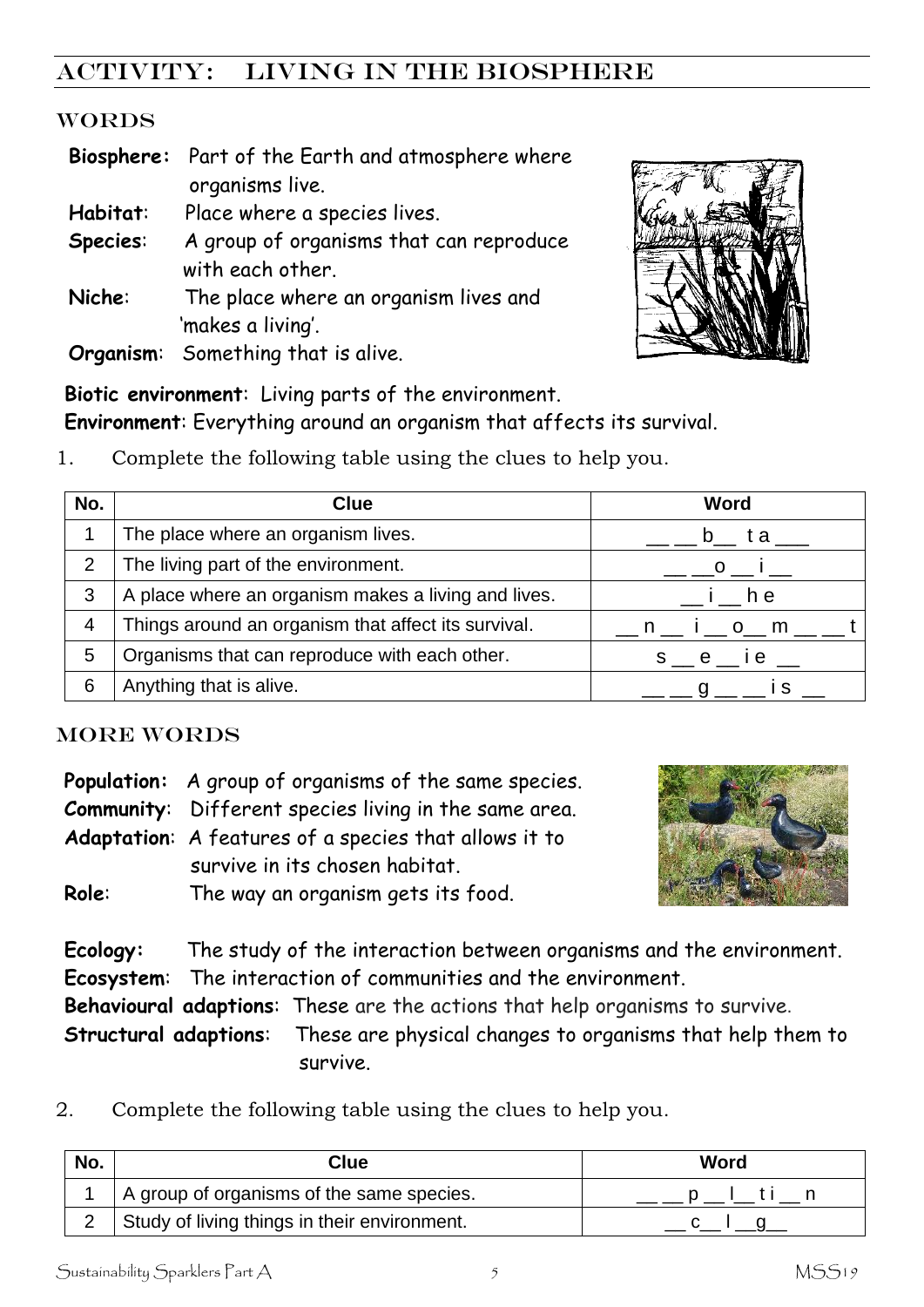## ACTIVITY: LIVING IN THE BIOSPHERE

### WORDS

**Biosphere:** Part of the Earth and atmosphere where organisms live.
**Habitat**: Place where a species lives.
**Species**: A group of organisms that can reproduce with each other.
**Niche**: The place where an organism lives and 'makes a living'.
**Organism**: Something that is alive.

**Biotic environment**: Living parts of the environment.
**Environment**: Everything around an organism that affects its survival.

1. Complete the following table using the clues to help you.

| No. | Clue | Word |
|---|---|---|
| 1 | The place where an organism lives. | __ __ b__ t a ___ |
| 2 | The living part of the environment. | __ __o __ i __ |
| 3 | A place where an organism makes a living and lives. | __ i __ h e |
| 4 | Things around an organism that affect its survival. | __ n __ i __ o__ m __ __ t |
| 5 | Organisms that can reproduce with each other. | s __ e __ i e __ |
| 6 | Anything that is alive. | __ __ g __ __ i s __ |

### MORE WORDS

**Population:** A group of organisms of the same species.
**Community**: Different species living in the same area.
**Adaptation**: A features of a species that allows it to survive in its chosen habitat.
**Role**: The way an organism gets its food.

**Ecology:** The study of the interaction between organisms and the environment.
**Ecosystem**: The interaction of communities and the environment.
**Behavioural adaptions**: These are the actions that help organisms to survive.
**Structural adaptions**: These are physical changes to organisms that help them to survive.

2. Complete the following table using the clues to help you.

| No. | Clue | Word |
|---|---|---|
| 1 | A group of organisms of the same species. | __ __ p __ l__ t i __ n |
| 2 | Study of living things in their environment. | __ c__ l __g__ |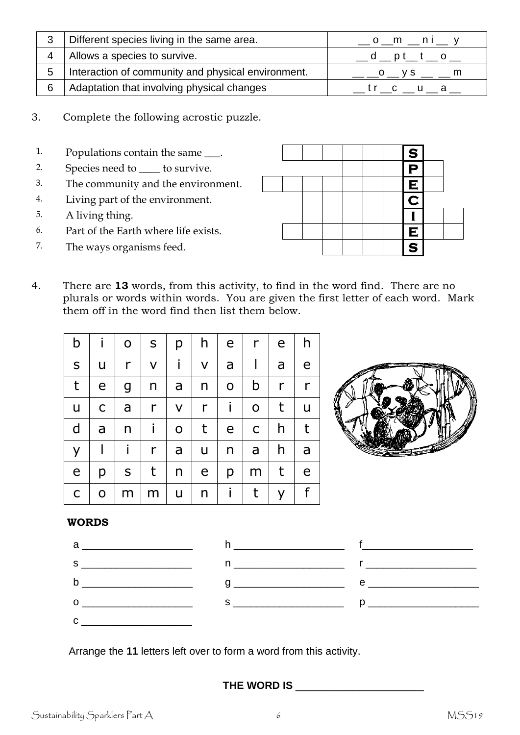| 3 | Different species living in the same area. | __ o __m __ n i __ y |
|---|---|---|
| 4 | Allows a species to survive. | __ d __ p t__ t __ o __ |
| 5 | Interaction of community and physical environment. | __ __o __ y s __ __ m |
| 6 | Adaptation that involving physical changes | __ t r __c __ u __ a __ |

3. Complete the following acrostic puzzle.

1. Populations contain the same ___.
2. Species need to ____ to survive.
3. The community and the environment.
4. Living part of the environment.
5. A living thing.
6. Part of the Earth where life exists.
7. The ways organisms feed.

|   |   |   |   |   |   |   | S |   |   |
|---|---|---|---|---|---|---|---|---|---|
|   |   |   |   |   |   |   | P |   |   |
|   |   |   |   |   |   |   | E |   |   |
|   |   |   |   |   |   |   | C |   |   |
|   |   |   |   |   |   |   | I |   |   |
|   |   |   |   |   |   |   | E |   |   |
|   |   |   |   |   |   |   | S |   |   |

4. There are **13** words, from this activity, to find in the word find. There are no plurals or words within words. You are given the first letter of each word. Mark them off in the word find then list them below.

| b | i | o | s | p | h | e | r | e | h |
|---|---|---|---|---|---|---|---|---|---|
| s | u | r | v | i | v | a | l | a | e |
| t | e | g | n | a | n | o | b | r | r |
| u | c | a | r | v | r | i | o | t | u |
| d | a | n | i | o | t | e | c | h | t |
| y | l | i | r | a | u | n | a | h | a |
| e | p | s | t | n | e | p | m | t | e |
| c | o | m | m | u | n | i | t | y | f |

**WORDS**

a ___________________ h ___________________ f___________________

s ___________________ n ___________________ r ___________________

b ___________________ g ___________________ e ___________________

o ___________________ s ___________________ p ___________________

c ___________________

Arrange the **11** letters left over to form a word from this activity.

**THE WORD IS** ______________________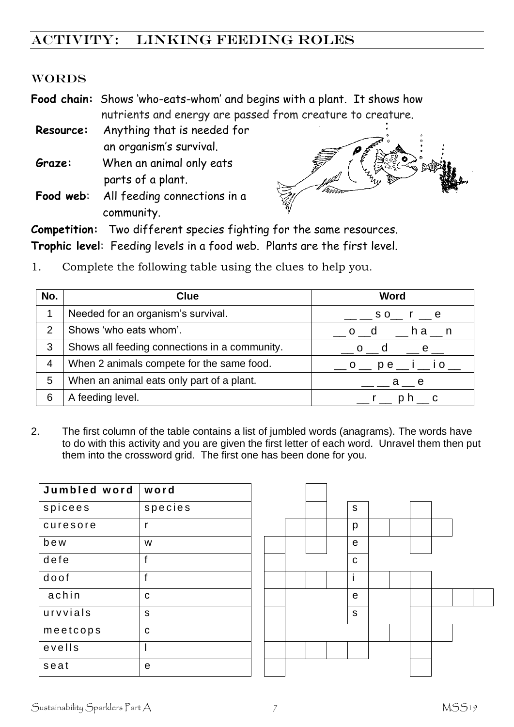# ACTIVITY: LINKING FEEDING ROLES

## WORDS

**Food chain:** Shows 'who-eats-whom' and begins with a plant. It shows how nutrients and energy are passed from creature to creature.

**Resource:** Anything that is needed for an organism's survival.

**Graze:** When an animal only eats parts of a plant.

**Food web:** All feeding connections in a community.

**Competition:** Two different species fighting for the same resources.

**Trophic level:** Feeding levels in a food web. Plants are the first level.

1. Complete the following table using the clues to help you.

| No. | Clue | Word |
|---|---|---|
| 1 | Needed for an organism's survival. | __ __ s o__ r __ e |
| 2 | Shows 'who eats whom'. | __ o __d __ h a __ n |
| 3 | Shows all feeding connections in a community. | __ o __ d __ e __ |
| 4 | When 2 animals compete for the same food. | __ o __ p e __ i __ i o __ |
| 5 | When an animal eats only part of a plant. | __ __ a __ e |
| 6 | A feeding level. | __ r __ p h __ c |

2. The first column of the table contains a list of jumbled words (anagrams). The words have to do with this activity and you are given the first letter of each word. Unravel them then put them into the crossword grid. The first one has been done for you.

| Jumbled word | word |
|---|---|
| spicees | species |
| curesore | r |
| bew | w |
| defe | f |
| doof | f |
| achin | c |
| urvvials | s |
| meetcops | c |
| evells | l |
| seat | e |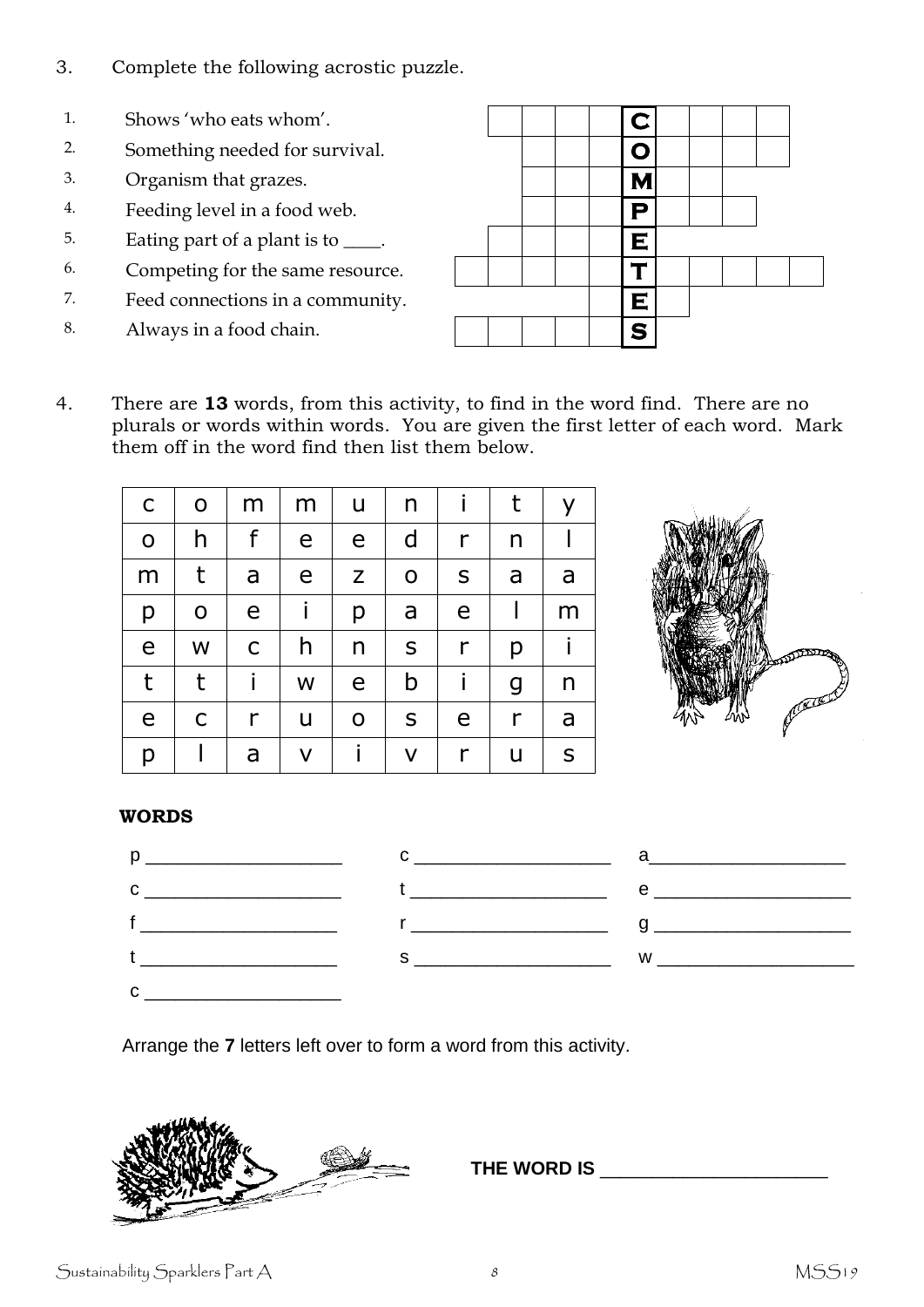3. Complete the following acrostic puzzle.

1. Shows 'who eats whom'.
2. Something needed for survival.
3. Organism that grazes.
4. Feeding level in a food web.
5. Eating part of a plant is to ____.
6. Competing for the same resource.
7. Feed connections in a community.
8. Always in a food chain.

| | | | | | | | | | | |
|---|---|---|---|---|---|---|---|---|---|---|
| | | | | | **C** | | | | | |
| | | | | | **O** | | | | | |
| | | | | | **M** | | | | | |
| | | | | | **P** | | | | | |
| | | | | | **E** | | | | | |
| | | | | | **T** | | | | | |
| | | | | | **E** | | | | | |
| | | | | | **S** | | | | | |

4. There are **13** words, from this activity, to find in the word find. There are no plurals or words within words. You are given the first letter of each word. Mark them off in the word find then list them below.

| | | | | | | | | |
|---|---|---|---|---|---|---|---|---|
| c | o | m | m | u | n | i | t | y |
| o | h | f | e | e | d | r | n | l |
| m | t | a | e | z | o | s | a | a |
| p | o | e | i | p | a | e | l | m |
| e | w | c | h | n | s | r | p | i |
| t | t | i | w | e | b | i | g | n |
| e | c | r | u | o | s | e | r | a |
| p | l | a | v | i | v | r | u | s |

**WORDS**

p ____________________ c ____________________ a____________________

c ____________________ t ____________________ e ____________________

f ____________________ r ____________________ g ____________________

t ____________________ s ____________________ w ____________________

c ____________________

Arrange the **7** letters left over to form a word from this activity.

**THE WORD IS** ______________________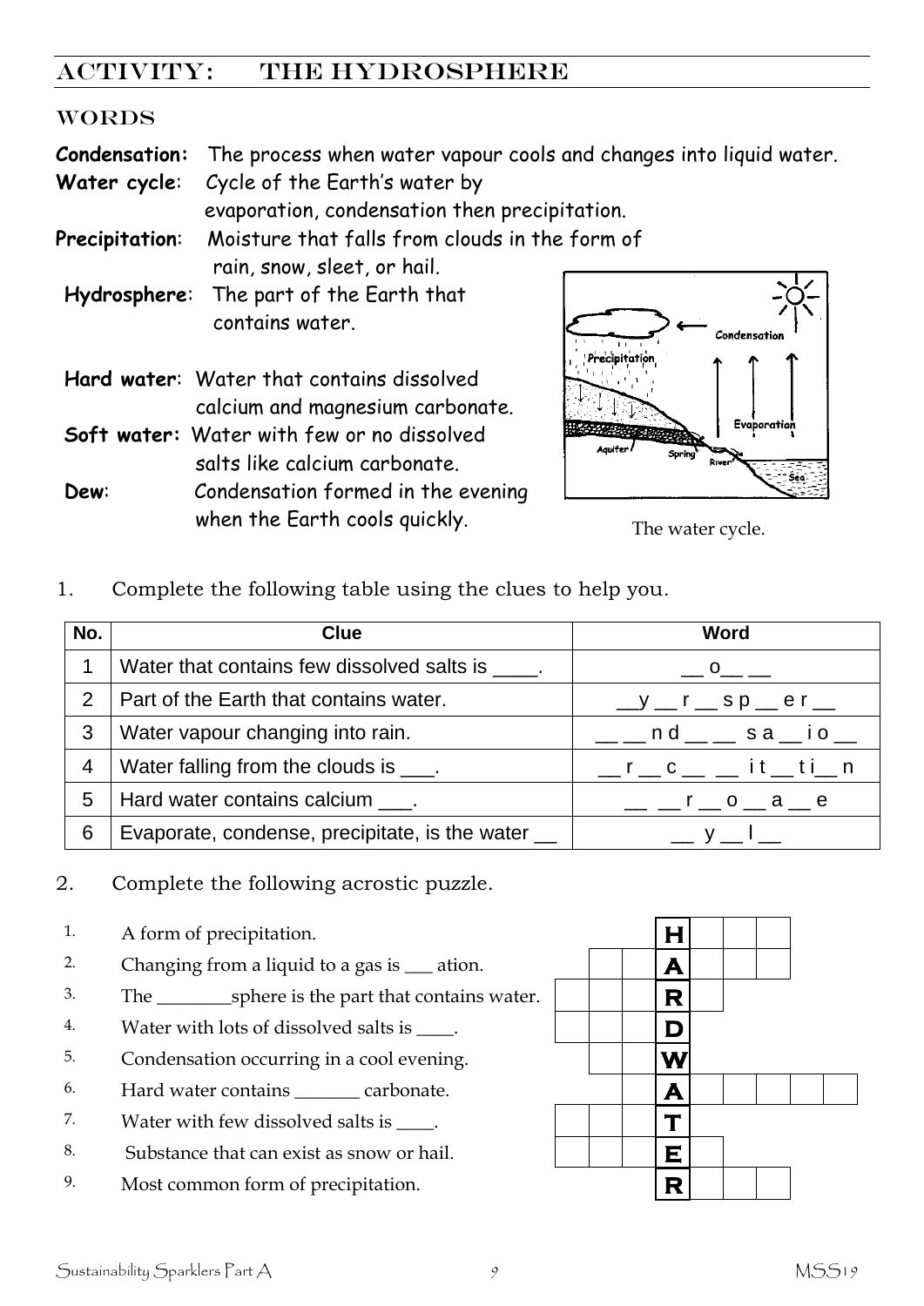# Activity: The Hydrosphere

## Words

**Condensation:** The process when water vapour cools and changes into liquid water.

**Water cycle**: Cycle of the Earth's water by evaporation, condensation then precipitation.

**Precipitation**: Moisture that falls from clouds in the form of rain, snow, sleet, or hail.

**Hydrosphere**: The part of the Earth that contains water.

**Hard water**: Water that contains dissolved calcium and magnesium carbonate.

**Soft water:** Water with few or no dissolved salts like calcium carbonate.

**Dew**: Condensation formed in the evening when the Earth cools quickly.

The water cycle.

1. Complete the following table using the clues to help you.

| No. | Clue | Word |
|---|---|---|
| 1 | Water that contains few dissolved salts is ____. | __ o__ __ |
| 2 | Part of the Earth that contains water. | __y __ r __ s p __ e r __ |
| 3 | Water vapour changing into rain. | __ __ n d __ __ s a __ i o __ |
| 4 | Water falling from the clouds is ___. | __ r __ c __ __ i t __ t i__ n |
| 5 | Hard water contains calcium ___. | __ __ r __ o __ a __ e |
| 6 | Evaporate, condense, precipitate, is the water __ | __ y __ l __ |

2. Complete the following acrostic puzzle.

1. A form of precipitation.
2. Changing from a liquid to a gas is ___ ation.
3. The ________sphere is the part that contains water.
4. Water with lots of dissolved salts is ____.
5. Condensation occurring in a cool evening.
6. Hard water contains _______ carbonate.
7. Water with few dissolved salts is ____.
8. Substance that can exist as snow or hail.
9. Most common form of precipitation.

| | | | | | | | | |
|---|---|---|---|---|---|---|---|---|
| | | | **H** | | | | | |
| | | | **A** | | | | | |
| | | | **R** | | | | | |
| | | | **D** | | | | | |
| | | | **W** | | | | | |
| | | | **A** | | | | | |
| | | | **T** | | | | | |
| | | | **E** | | | | | |
| | | | **R** | | | | | |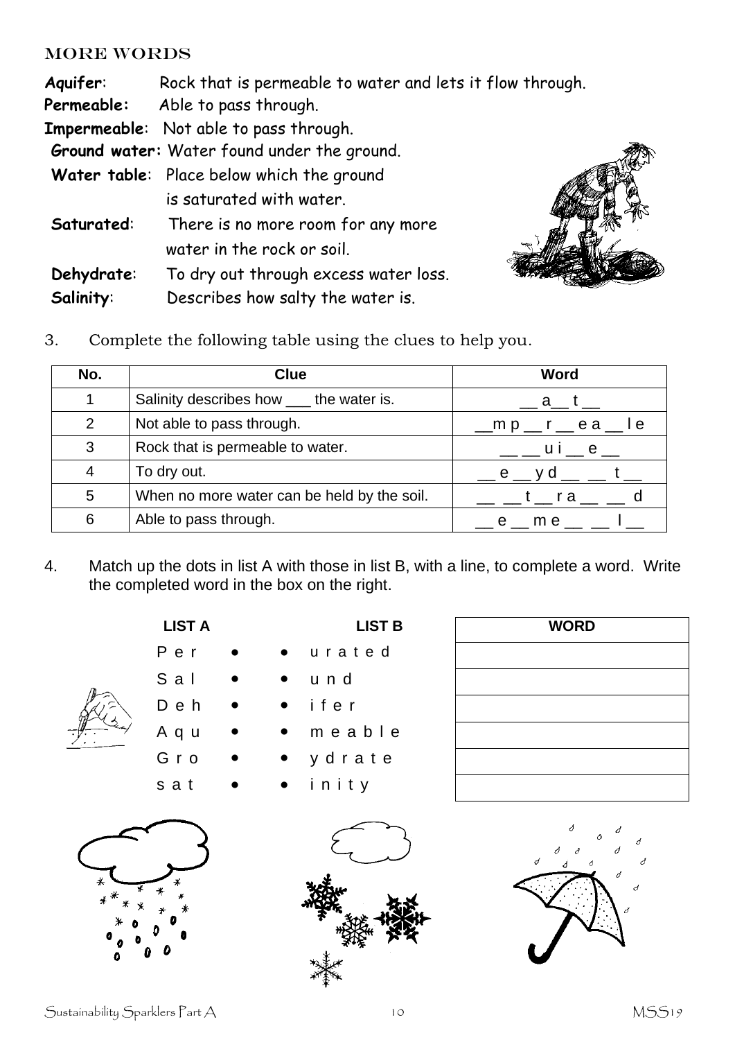## MORE WORDS

**Aquifer**: Rock that is permeable to water and lets it flow through.
**Permeable:** Able to pass through.
**Impermeable**: Not able to pass through.
**Ground water:** Water found under the ground.
**Water table**: Place below which the ground is saturated with water.
**Saturated**: There is no more room for any more water in the rock or soil.
**Dehydrate**: To dry out through excess water loss.
**Salinity**: Describes how salty the water is.

3. Complete the following table using the clues to help you.

| No. | Clue | Word |
|---|---|---|
| 1 | Salinity describes how ___ the water is. | __ a__ t __ |
| 2 | Not able to pass through. | __m p __ r __ e a __ l e |
| 3 | Rock that is permeable to water. | __ __ u i __ e __ |
| 4 | To dry out. | __ e __ y d __ __ t __ |
| 5 | When no more water can be held by the soil. | __ __ t __ r a __ __ d |
| 6 | Able to pass through. | __ e __ m e __ __ l __ |

4. Match up the dots in list A with those in list B, with a line, to complete a word. Write the completed word in the box on the right.

| LIST A | | | LIST B | WORD |
|---|---|---|---|---|
| P e r | • | • | u r a t e d | |
| S a l | • | • | u n d | |
| D e h | • | • | i f e r | |
| A q u | • | • | m e a b l e | |
| G r o | • | • | y d r a t e | |
| s a t | • | • | i n i t y | |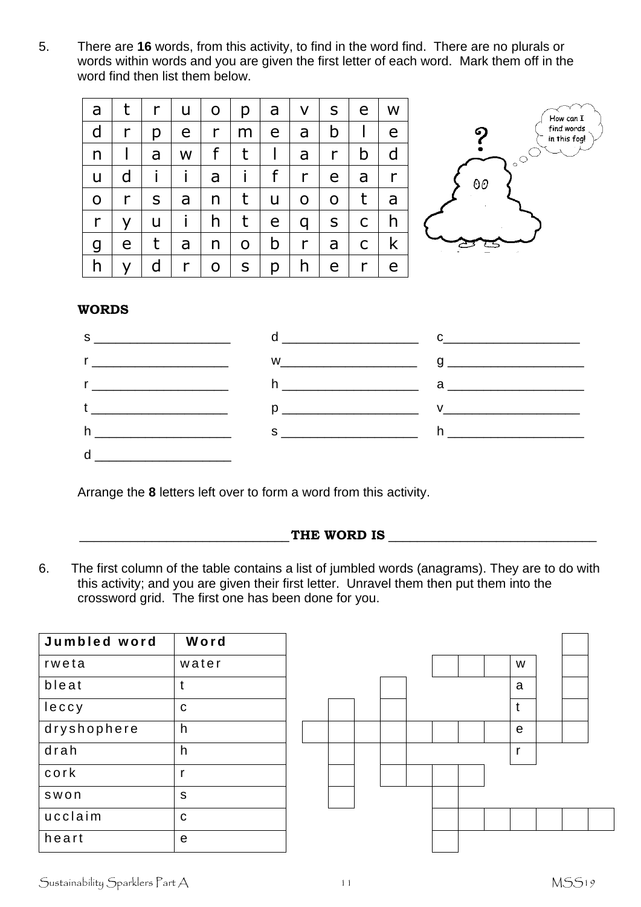5. There are **16** words, from this activity, to find in the word find. There are no plurals or words within words and you are given the first letter of each word. Mark them off in the word find then list them below.

| | | | | | | | | | | |
|---|---|---|---|---|---|---|---|---|---|---|
| a | t | r | u | o | p | a | v | s | e | w |
| d | r | p | e | r | m | e | a | b | l | e |
| n | l | a | w | f | t | l | a | r | b | d |
| u | d | i | i | a | i | f | r | e | a | r |
| o | r | s | a | n | t | u | o | o | t | a |
| r | y | u | i | h | t | e | q | s | c | h |
| g | e | t | a | n | o | b | r | a | c | k |
| h | y | d | r | o | s | p | h | e | r | e |

How can I find words in this fog!

**WORDS**

| | | |
|---|---|---|
| s ___________________ | d ___________________ | c___________________ |
| r ___________________ | w___________________ | g ___________________ |
| r ___________________ | h ___________________ | a ___________________ |
| t ___________________ | p ___________________ | v___________________ |
| h ___________________ | s ___________________ | h ___________________ |
| d ___________________ | | |

Arrange the **8** letters left over to form a word from this activity.

______________________________ **THE WORD IS** ______________________________

6. The first column of the table contains a list of jumbled words (anagrams). They are to do with this activity; and you are given their first letter. Unravel them then put them into the crossword grid. The first one has been done for you.

| Jumbled word | Word |
|---|---|
| rweta | water |
| bleat | t |
| leccy | c |
| dryshophere | h |
| drah | h |
| cork | r |
| swon | s |
| ucclaim | c |
| heart | e |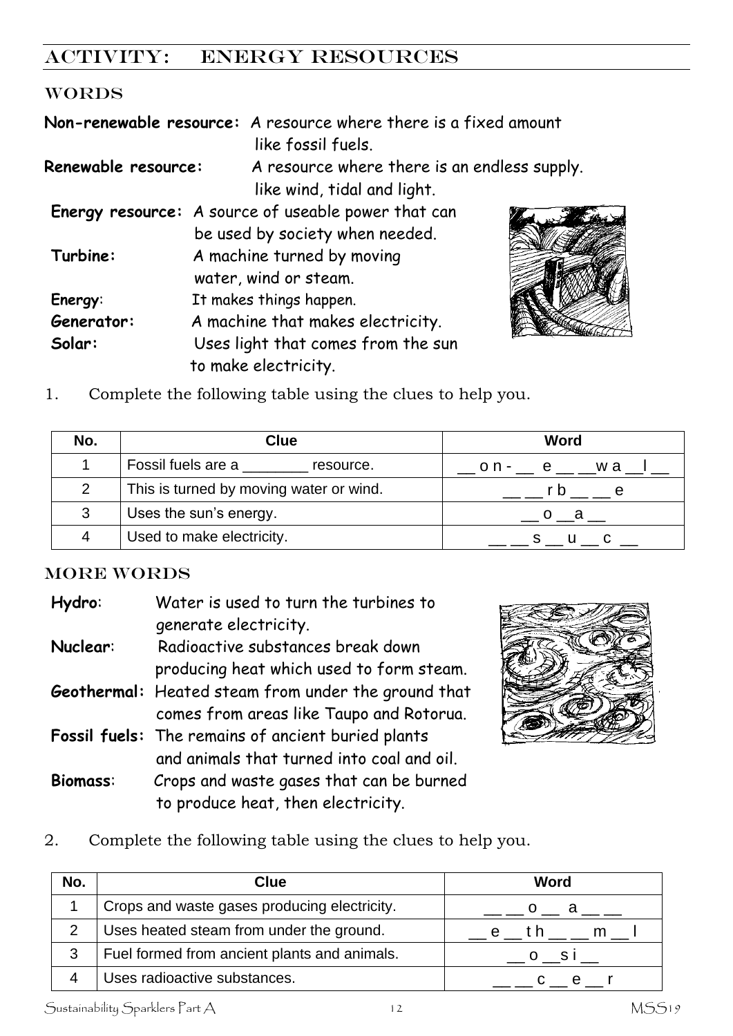# ACTIVITY: ENERGY RESOURCES

## WORDS

**Non-renewable resource:** A resource where there is a fixed amount like fossil fuels.

**Renewable resource:** A resource where there is an endless supply. like wind, tidal and light.

**Energy resource:** A source of useable power that can be used by society when needed.

**Turbine:** A machine turned by moving water, wind or steam.

**Energy**: It makes things happen.

**Generator:** A machine that makes electricity.

**Solar:** Uses light that comes from the sun to make electricity.

1. Complete the following table using the clues to help you.

| No. | Clue | Word |
|---|---|---|
| 1 | Fossil fuels are a ________ resource. | __ o n - __ e __ __w a __l __ |
| 2 | This is turned by moving water or wind. | __ __ r b __ __ e |
| 3 | Uses the sun's energy. | __ o __a __ |
| 4 | Used to make electricity. | __ __ s __ u __ c __ |

## MORE WORDS

**Hydro**: Water is used to turn the turbines to generate electricity.

**Nuclear**: Radioactive substances break down producing heat which used to form steam.

**Geothermal:** Heated steam from under the ground that comes from areas like Taupo and Rotorua.

**Fossil fuels:** The remains of ancient buried plants and animals that turned into coal and oil.

**Biomass**: Crops and waste gases that can be burned to produce heat, then electricity.

2. Complete the following table using the clues to help you.

| No. | Clue | Word |
|---|---|---|
| 1 | Crops and waste gases producing electricity. | __ __ o __ a __ __ |
| 2 | Uses heated steam from under the ground. | __ e __ t h __ __ m __ l |
| 3 | Fuel formed from ancient plants and animals. | __ o __s i __ |
| 4 | Uses radioactive substances. | __ __ c __ e __ r |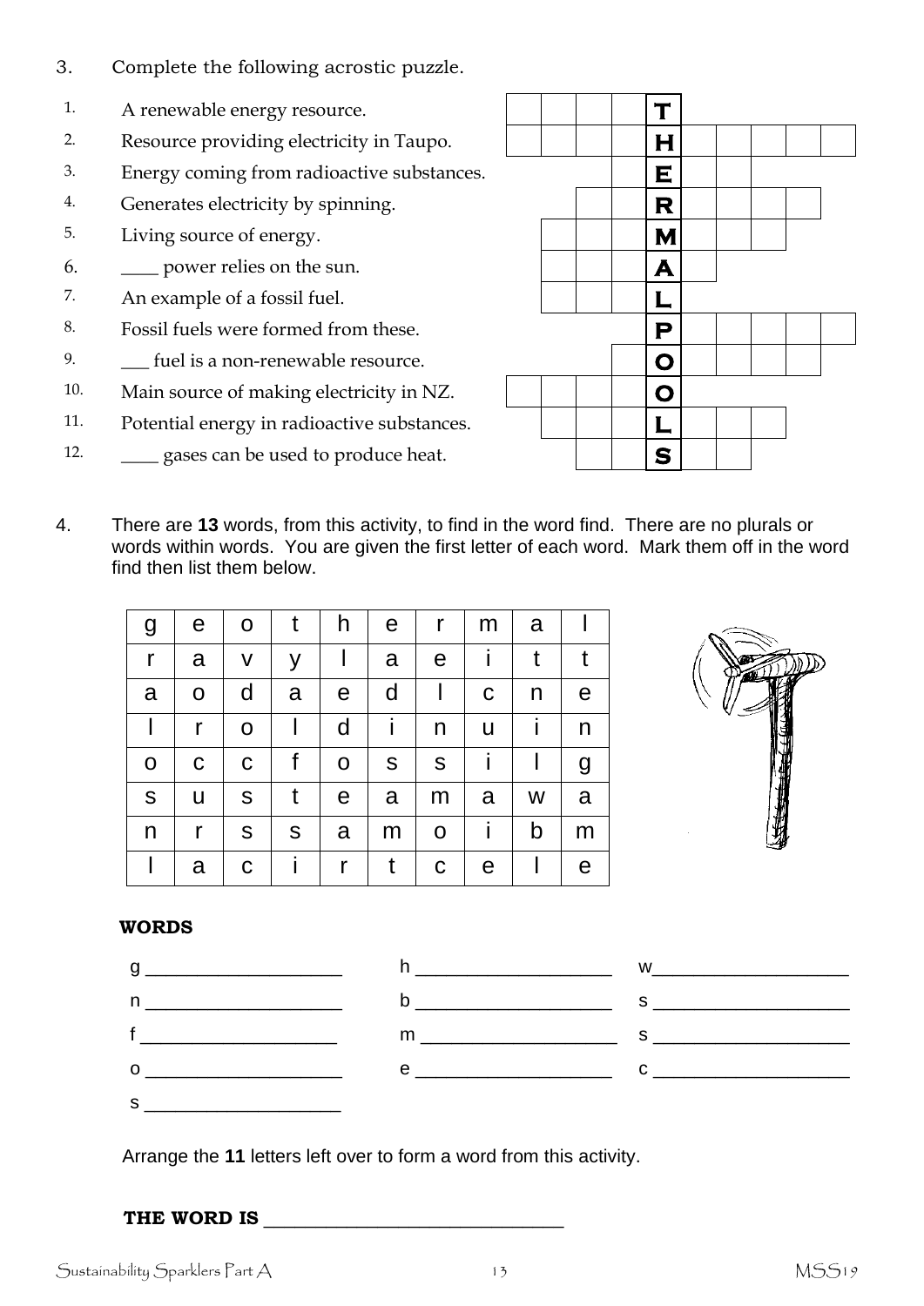3. Complete the following acrostic puzzle.

1. A renewable energy resource.
2. Resource providing electricity in Taupo.
3. Energy coming from radioactive substances.
4. Generates electricity by spinning.
5. Living source of energy.
6. ____ power relies on the sun.
7. An example of a fossil fuel.
8. Fossil fuels were formed from these.
9. ___ fuel is a non-renewable resource.
10. Main source of making electricity in NZ.
11. Potential energy in radioactive substances.
12. ____ gases can be used to produce heat.

| | | | | | | | | | |
|---|---|---|---|---|---|---|---|---|---|
| | | | | **T** | | | | | |
| | | | | **H** | | | | | |
| | | | | **E** | | | | | |
| | | | | **R** | | | | | |
| | | | | **M** | | | | | |
| | | | | **A** | | | | | |
| | | | | **L** | | | | | |
| | | | | **P** | | | | | |
| | | | | **O** | | | | | |
| | | | | **O** | | | | | |
| | | | | **L** | | | | | |
| | | | | **S** | | | | | |

4. There are **13** words, from this activity, to find in the word find. There are no plurals or words within words. You are given the first letter of each word. Mark them off in the word find then list them below.

| | | | | | | | | | |
|---|---|---|---|---|---|---|---|---|---|
| g | e | o | t | h | e | r | m | a | l |
| r | a | v | y | l | a | e | i | t | t |
| a | o | d | a | e | d | l | c | n | e |
| l | r | o | l | d | i | n | u | i | n |
| o | c | c | f | o | s | s | i | l | g |
| s | u | s | t | e | a | m | a | w | a |
| n | r | s | s | a | m | o | i | b | m |
| l | a | c | i | r | t | c | e | l | e |

**WORDS**

g ___________________ h ___________________ w___________________

n ___________________ b ___________________ s ___________________

f ___________________ m ___________________ s ___________________

o ___________________ e ___________________ c ___________________

s ___________________

Arrange the **11** letters left over to form a word from this activity.

**THE WORD IS** ______________________________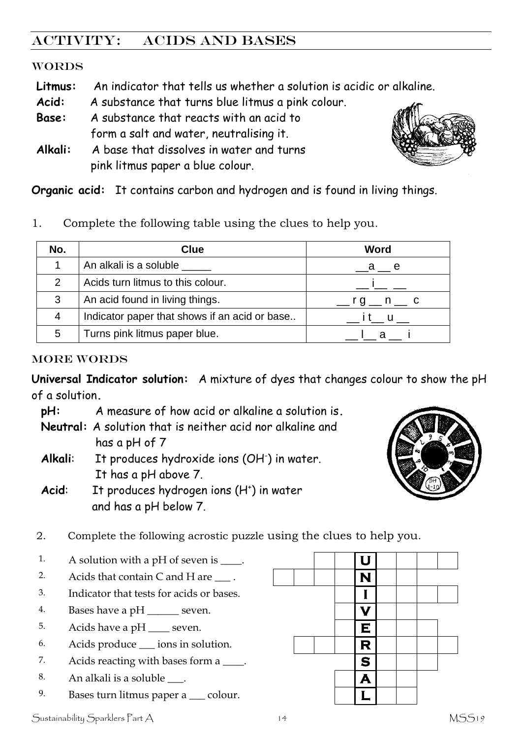## Activity: Acids and Bases

### Words

**Litmus:** An indicator that tells us whether a solution is acidic or alkaline.

**Acid:** A substance that turns blue litmus a pink colour.

**Base:** A substance that reacts with an acid to form a salt and water, neutralising it.

**Alkali:** A base that dissolves in water and turns pink litmus paper a blue colour.

**Organic acid:** It contains carbon and hydrogen and is found in living things.

1. Complete the following table using the clues to help you.

| No. | Clue | Word |
|---|---|---|
| 1 | An alkali is a soluble _____ | __a __ e |
| 2 | Acids turn litmus to this colour. | __ i__ __ |
| 3 | An acid found in living things. | __ r g __ n __ c |
| 4 | Indicator paper that shows if an acid or base.. | __ i t__ u __ |
| 5 | Turns pink litmus paper blue. | __ l__ a __ i |

### More Words

**Universal Indicator solution:** A mixture of dyes that changes colour to show the pH of a solution.

**pH:** A measure of how acid or alkaline a solution is.

**Neutral:** A solution that is neither acid nor alkaline and has a pH of 7

**Alkali:** It produces hydroxide ions ($OH^-$) in water. It has a pH above 7.

**Acid:** It produces hydrogen ions ($H^+$) in water and has a pH below 7.

2. Complete the following acrostic puzzle using the clues to help you.

1. A solution with a pH of seven is ____.
2. Acids that contain C and H are ___ .
3. Indicator that tests for acids or bases.
4. Bases have a pH ______ seven.
5. Acids have a pH ____ seven.
6. Acids produce ___ ions in solution.
7. Acids reacting with bases form a ____.
8. An alkali is a soluble ___.
9. Bases turn litmus paper a ___ colour.

U
N
I
V
E
R
S
A
L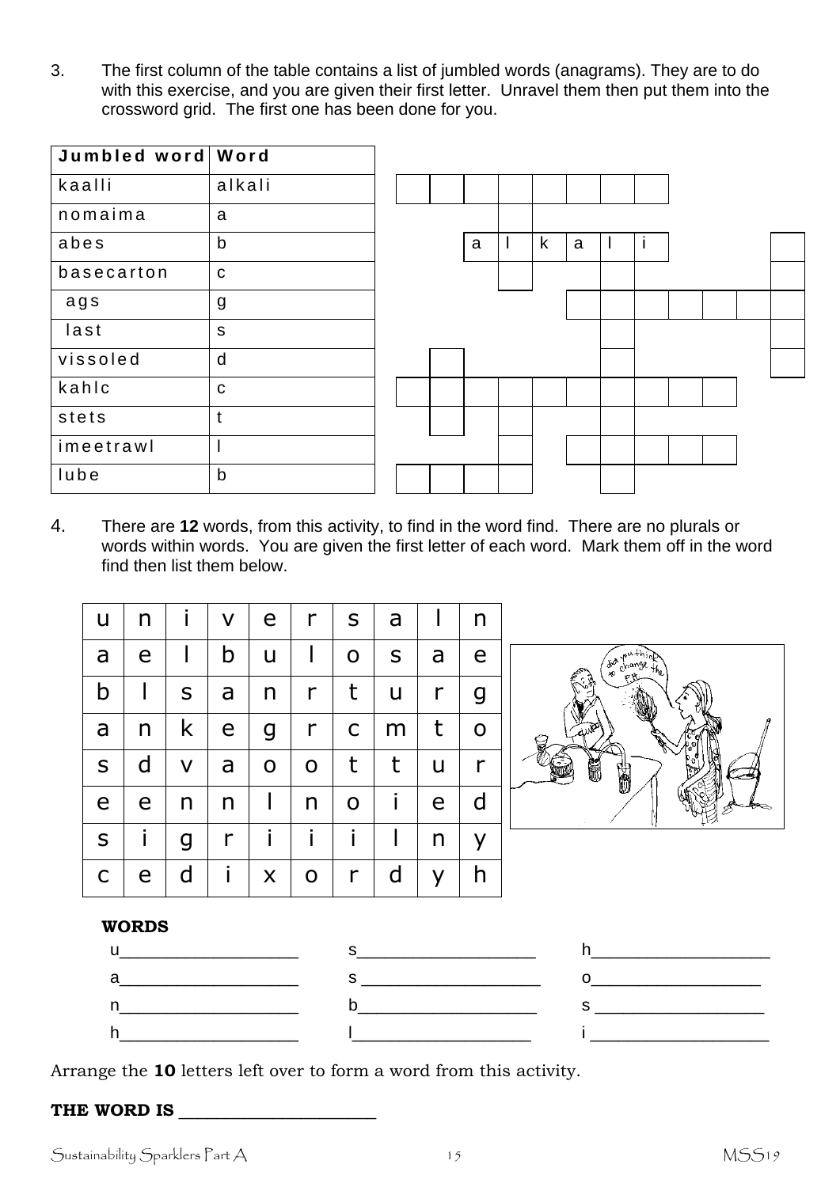3. The first column of the table contains a list of jumbled words (anagrams). They are to do with this exercise, and you are given their first letter. Unravel them then put them into the crossword grid. The first one has been done for you.

| Jumbled word | Word |
|---|---|
| kaalli | alkali |
| nomaima | a |
| abes | b |
| basecarton | c |
| ags | g |
| last | s |
| vissoled | d |
| kahlc | c |
| stets | t |
| imeetrawl | l |
| lube | b |

4. There are **12** words, from this activity, to find in the word find. There are no plurals or words within words. You are given the first letter of each word. Mark them off in the word find then list them below.

| | | | | | | | | | |
|---|---|---|---|---|---|---|---|---|---|
| u | n | i | v | e | r | s | a | l | n |
| a | e | l | b | u | l | o | s | a | e |
| b | l | s | a | n | r | t | u | r | g |
| a | n | k | e | g | r | c | m | t | o |
| s | d | v | a | o | o | t | t | u | r |
| e | e | n | n | l | n | o | i | e | d |
| s | i | g | r | i | i | i | l | n | y |
| c | e | d | i | x | o | r | d | y | h |

**WORDS**

u____________ s____________ h____________

a____________ s____________ o____________

n____________ b____________ s____________

h____________ l____________ i____________

Arrange the **10** letters left over to form a word from this activity.

**THE WORD IS** ______________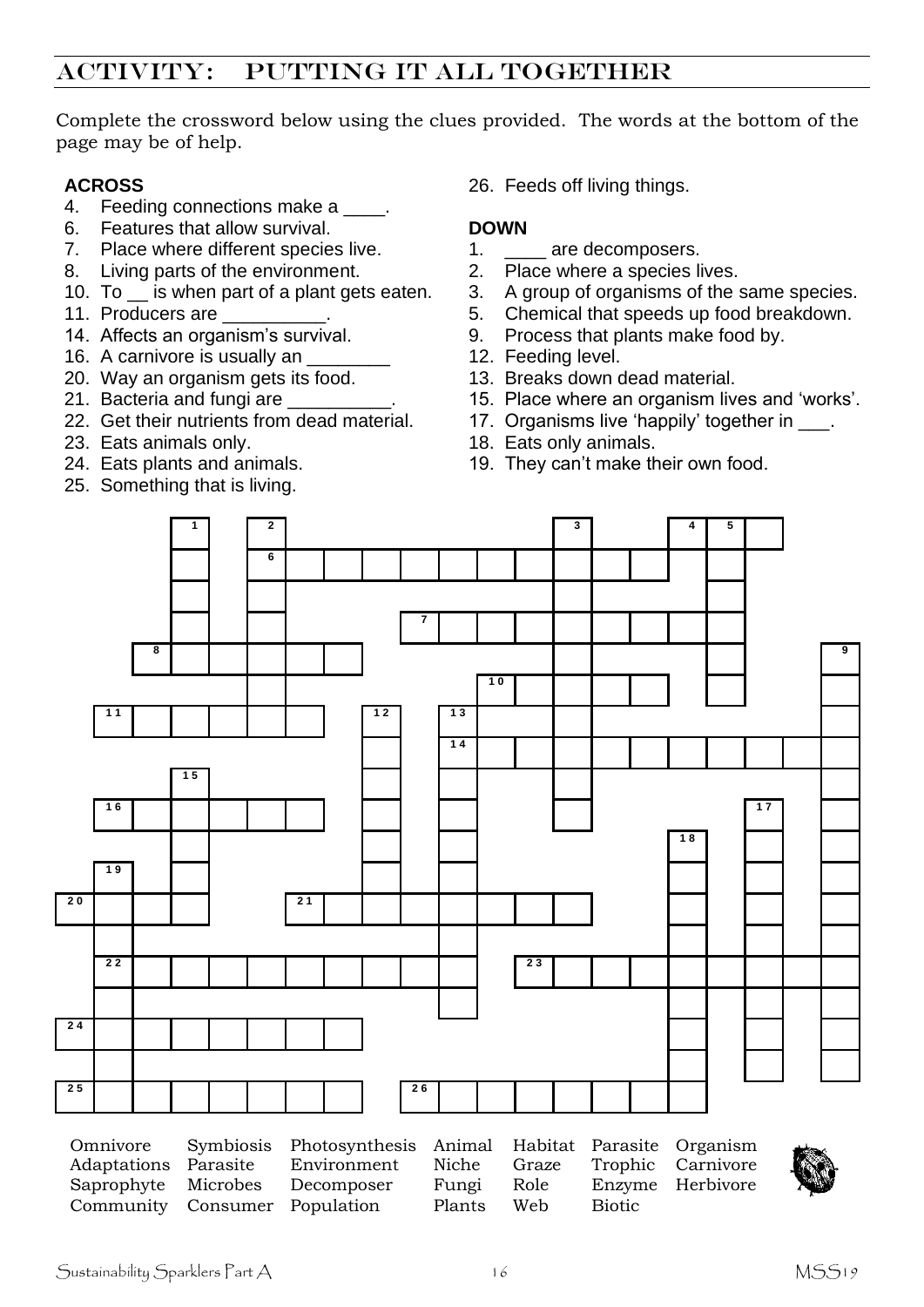# Activity: Putting it all together

Complete the crossword below using the clues provided. The words at the bottom of the page may be of help.

**ACROSS**

4. Feeding connections make a ____.
6. Features that allow survival.
7. Place where different species live.
8. Living parts of the environment.
10. To __ is when part of a plant gets eaten.
11. Producers are __________.
14. Affects an organism's survival.
16. A carnivore is usually an ________
20. Way an organism gets its food.
21. Bacteria and fungi are __________.
22. Get their nutrients from dead material.
23. Eats animals only.
24. Eats plants and animals.
25. Something that is living.
26. Feeds off living things.

**DOWN**

1. ____ are decomposers.
2. Place where a species lives.
3. A group of organisms of the same species.
5. Chemical that speeds up food breakdown.
9. Process that plants make food by.
12. Feeding level.
13. Breaks down dead material.
15. Place where an organism lives and 'works'.
17. Organisms live 'happily' together in ___.
18. Eats only animals.
19. They can't make their own food.

1 2 3 4 5
6
7
8 9
10
11 12 13
14
15
16 17
18
19
20 21
22 23
24
25 26

| | | | | | | |
|---|---|---|---|---|---|---|
| Omnivore | Symbiosis | Photosynthesis | Animal | Habitat | Parasite | Organism |
| Adaptations | Parasite | Environment | Niche | Graze | Trophic | Carnivore |
| Saprophyte | Microbes | Decomposer | Fungi | Role | Enzyme | Herbivore |
| Community | Consumer | Population | Plants | Web | Biotic | |